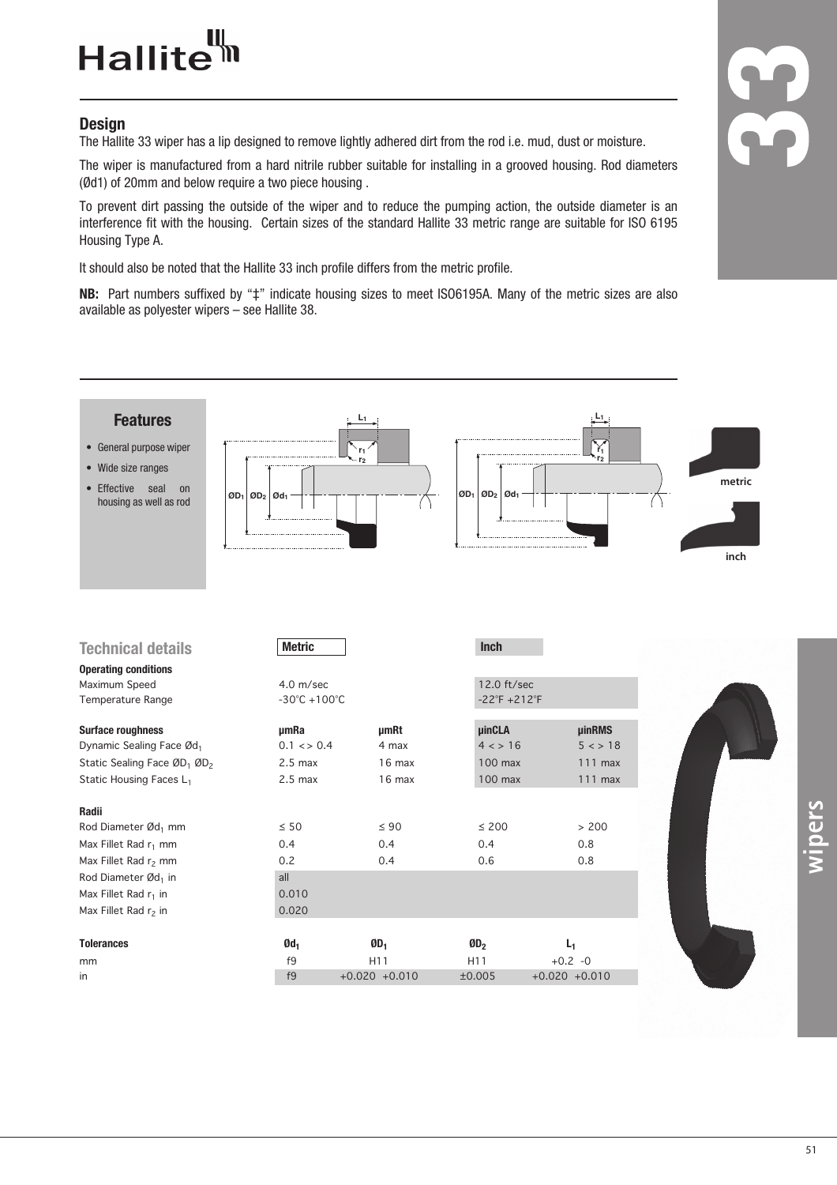# Hallite

## Design

The Hallite 33 wiper has a lip designed to remove lightly adhered dirt from the rod i.e. mud, dust or moisture.

The wiper is manufactured from a hard nitrile rubber suitable for installing in a grooved housing. Rod diameters (Ød1) of 20mm and below require a two piece housing .

To prevent dirt passing the outside of the wiper and to reduce the pumping action, the outside diameter is an interference fit with the housing. Certain sizes of the standard Hallite 33 metric range are suitable for ISO 6195 Housing Type A.

It should also be noted that the Hallite 33 inch profile differs from the metric profile.

**NB:** Part numbers suffixed by "‡" indicate housing sizes to meet ISO6195A. Many of the metric sizes are also available as polyester wipers – see Hallite 38.

### Features

- General purpose wiper
- Wide size ranges
- Effective seal on housing as well as rod

## Technical details

| | Metric | | Inch | |
|---|---|---|---|---|
| **Operating conditions** | | | | |
| Maximum Speed | 4.0 m/sec | | 12.0 ft/sec | |
| Temperature Range | -30°C +100°C | | -22°F +212°F | |
| **Surface roughness** | **µmRa** | **µmRt** | **µinCLA** | **µinRMS** |
| Dynamic Sealing Face $Ød_1$ | 0.1 < > 0.4 | 4 max | 4 < > 16 | 5 < > 18 |
| Static Sealing Face $ØD_1$ $ØD_2$ | 2.5 max | 16 max | 100 max | 111 max |
| Static Housing Faces $L_1$ | 2.5 max | 16 max | 100 max | 111 max |
| **Radii** | | | | |
| Rod Diameter $Ød_1$ mm | ≤ 50 | ≤ 90 | ≤ 200 | > 200 |
| Max Fillet Rad $r_1$ mm | 0.4 | 0.4 | 0.4 | 0.8 |
| Max Fillet Rad $r_2$ mm | 0.2 | 0.4 | 0.6 | 0.8 |
| Rod Diameter $Ød_1$ in | all | | | |
| Max Fillet Rad $r_1$ in | 0.010 | | | |
| Max Fillet Rad $r_2$ in | 0.020 | | | |

| **Tolerances** | $Ød_1$ | $ØD_1$ | $ØD_2$ | $L_1$ |
|---|---|---|---|---|
| mm | f9 | H11 | H11 | +0.2 -0 |
| in | f9 | +0.020 +0.010 | ±0.005 | +0.020 +0.010 |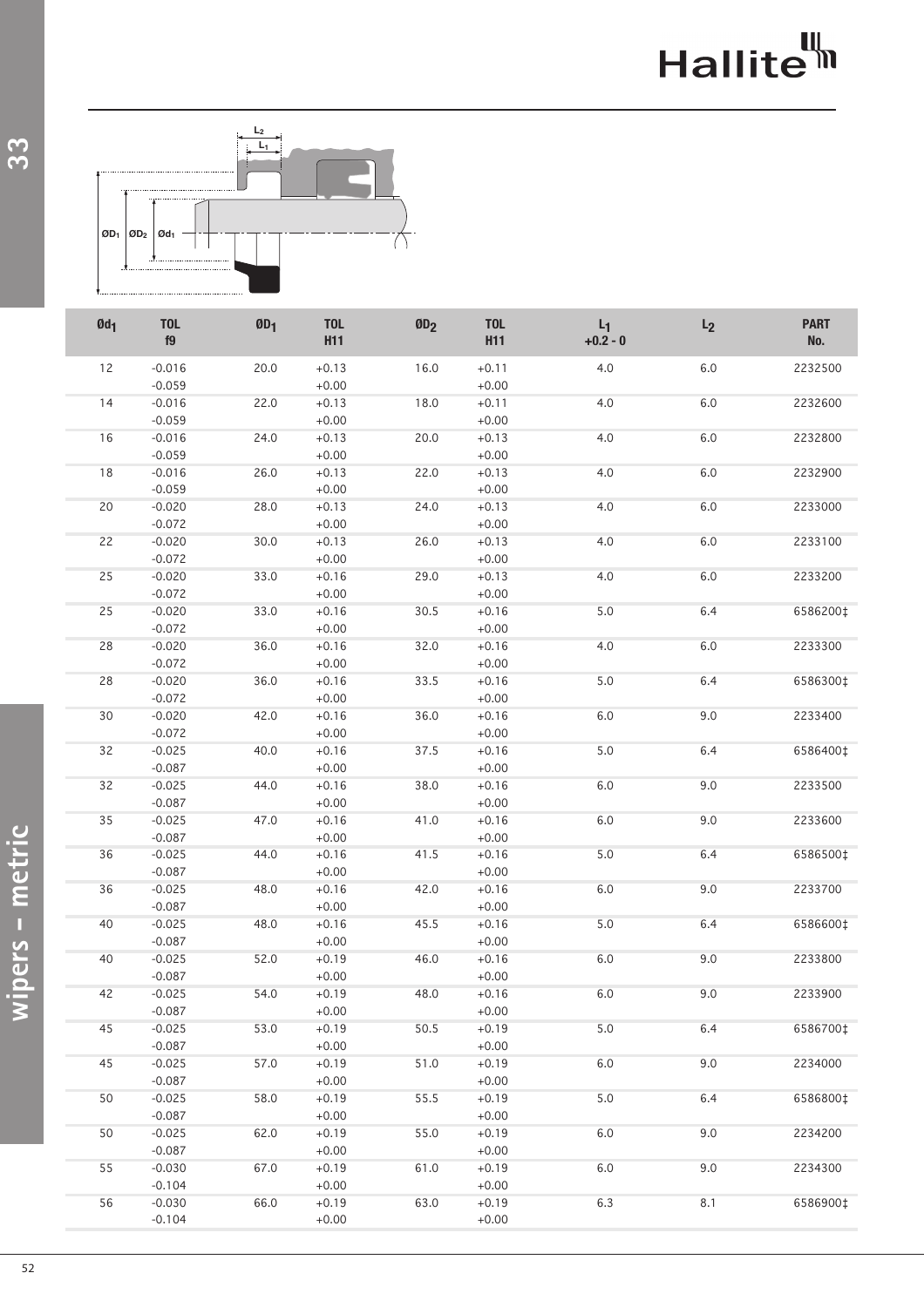| $Ød_1$ | TOL f9 | $ØD_1$ | TOL H11 | $ØD_2$ | TOL H11 | $L_1$ +0.2 - 0 | $L_2$ | PART No. |
|---|---|---|---|---|---|---|---|---|
| 12 | -0.016 -0.059 | 20.0 | +0.13 +0.00 | 16.0 | +0.11 +0.00 | 4.0 | 6.0 | 2232500 |
| 14 | -0.016 -0.059 | 22.0 | +0.13 +0.00 | 18.0 | +0.11 +0.00 | 4.0 | 6.0 | 2232600 |
| 16 | -0.016 -0.059 | 24.0 | +0.13 +0.00 | 20.0 | +0.13 +0.00 | 4.0 | 6.0 | 2232800 |
| 18 | -0.016 -0.059 | 26.0 | +0.13 +0.00 | 22.0 | +0.13 +0.00 | 4.0 | 6.0 | 2232900 |
| 20 | -0.020 -0.072 | 28.0 | +0.13 +0.00 | 24.0 | +0.13 +0.00 | 4.0 | 6.0 | 2233000 |
| 22 | -0.020 -0.072 | 30.0 | +0.13 +0.00 | 26.0 | +0.13 +0.00 | 4.0 | 6.0 | 2233100 |
| 25 | -0.020 -0.072 | 33.0 | +0.16 +0.00 | 29.0 | +0.13 +0.00 | 4.0 | 6.0 | 2233200 |
| 25 | -0.020 -0.072 | 33.0 | +0.16 +0.00 | 30.5 | +0.16 +0.00 | 5.0 | 6.4 | 6586200‡ |
| 28 | -0.020 -0.072 | 36.0 | +0.16 +0.00 | 32.0 | +0.16 +0.00 | 4.0 | 6.0 | 2233300 |
| 28 | -0.020 -0.072 | 36.0 | +0.16 +0.00 | 33.5 | +0.16 +0.00 | 5.0 | 6.4 | 6586300‡ |
| 30 | -0.020 -0.072 | 42.0 | +0.16 +0.00 | 36.0 | +0.16 +0.00 | 6.0 | 9.0 | 2233400 |
| 32 | -0.025 -0.087 | 40.0 | +0.16 +0.00 | 37.5 | +0.16 +0.00 | 5.0 | 6.4 | 6586400‡ |
| 32 | -0.025 -0.087 | 44.0 | +0.16 +0.00 | 38.0 | +0.16 +0.00 | 6.0 | 9.0 | 2233500 |
| 35 | -0.025 -0.087 | 47.0 | +0.16 +0.00 | 41.0 | +0.16 +0.00 | 6.0 | 9.0 | 2233600 |
| 36 | -0.025 -0.087 | 44.0 | +0.16 +0.00 | 41.5 | +0.16 +0.00 | 5.0 | 6.4 | 6586500‡ |
| 36 | -0.025 -0.087 | 48.0 | +0.16 +0.00 | 42.0 | +0.16 +0.00 | 6.0 | 9.0 | 2233700 |
| 40 | -0.025 -0.087 | 48.0 | +0.16 +0.00 | 45.5 | +0.16 +0.00 | 5.0 | 6.4 | 6586600‡ |
| 40 | -0.025 -0.087 | 52.0 | +0.19 +0.00 | 46.0 | +0.16 +0.00 | 6.0 | 9.0 | 2233800 |
| 42 | -0.025 -0.087 | 54.0 | +0.19 +0.00 | 48.0 | +0.16 +0.00 | 6.0 | 9.0 | 2233900 |
| 45 | -0.025 -0.087 | 53.0 | +0.19 +0.00 | 50.5 | +0.19 +0.00 | 5.0 | 6.4 | 6586700‡ |
| 45 | -0.025 -0.087 | 57.0 | +0.19 +0.00 | 51.0 | +0.19 +0.00 | 6.0 | 9.0 | 2234000 |
| 50 | -0.025 -0.087 | 58.0 | +0.19 +0.00 | 55.5 | +0.19 +0.00 | 5.0 | 6.4 | 6586800‡ |
| 50 | -0.025 -0.087 | 62.0 | +0.19 +0.00 | 55.0 | +0.19 +0.00 | 6.0 | 9.0 | 2234200 |
| 55 | -0.030 -0.104 | 67.0 | +0.19 +0.00 | 61.0 | +0.19 +0.00 | 6.0 | 9.0 | 2234300 |
| 56 | -0.030 -0.104 | 66.0 | +0.19 +0.00 | 63.0 | +0.19 +0.00 | 6.3 | 8.1 | 6586900‡ |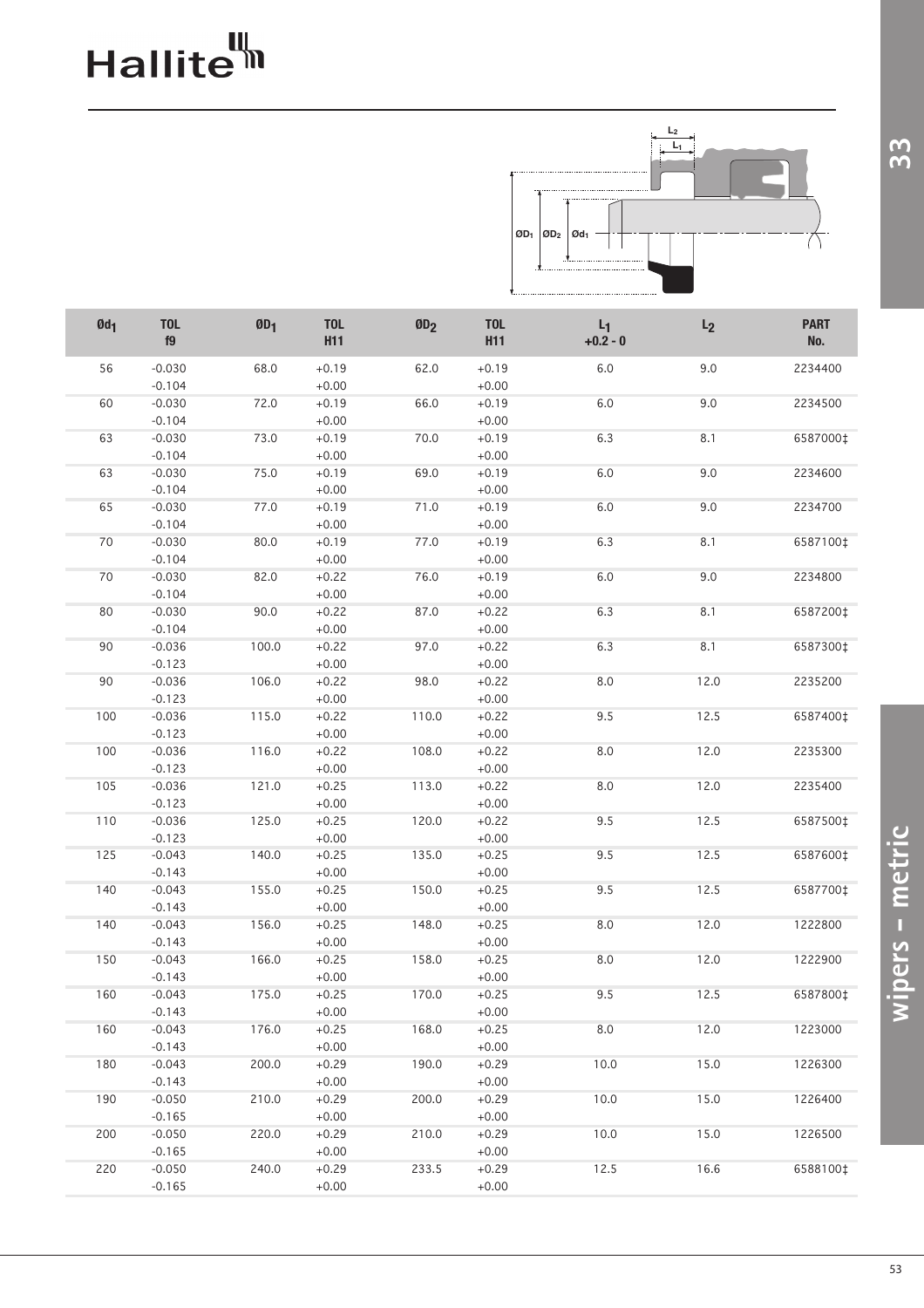| $Ød_1$ | TOL f9 | $ØD_1$ | TOL H11 | $ØD_2$ | TOL H11 | $L_1$ +0.2 - 0 | $L_2$ | PART No. |
|---|---|---|---|---|---|---|---|---|
| 56 | -0.030 -0.104 | 68.0 | +0.19 +0.00 | 62.0 | +0.19 +0.00 | 6.0 | 9.0 | 2234400 |
| 60 | -0.030 -0.104 | 72.0 | +0.19 +0.00 | 66.0 | +0.19 +0.00 | 6.0 | 9.0 | 2234500 |
| 63 | -0.030 -0.104 | 73.0 | +0.19 +0.00 | 70.0 | +0.19 +0.00 | 6.3 | 8.1 | 6587000‡ |
| 63 | -0.030 -0.104 | 75.0 | +0.19 +0.00 | 69.0 | +0.19 +0.00 | 6.0 | 9.0 | 2234600 |
| 65 | -0.030 -0.104 | 77.0 | +0.19 +0.00 | 71.0 | +0.19 +0.00 | 6.0 | 9.0 | 2234700 |
| 70 | -0.030 -0.104 | 80.0 | +0.19 +0.00 | 77.0 | +0.19 +0.00 | 6.3 | 8.1 | 6587100‡ |
| 70 | -0.030 -0.104 | 82.0 | +0.22 +0.00 | 76.0 | +0.19 +0.00 | 6.0 | 9.0 | 2234800 |
| 80 | -0.030 -0.104 | 90.0 | +0.22 +0.00 | 87.0 | +0.22 +0.00 | 6.3 | 8.1 | 6587200‡ |
| 90 | -0.036 -0.123 | 100.0 | +0.22 +0.00 | 97.0 | +0.22 +0.00 | 6.3 | 8.1 | 6587300‡ |
| 90 | -0.036 -0.123 | 106.0 | +0.22 +0.00 | 98.0 | +0.22 +0.00 | 8.0 | 12.0 | 2235200 |
| 100 | -0.036 -0.123 | 115.0 | +0.22 +0.00 | 110.0 | +0.22 +0.00 | 9.5 | 12.5 | 6587400‡ |
| 100 | -0.036 -0.123 | 116.0 | +0.22 +0.00 | 108.0 | +0.22 +0.00 | 8.0 | 12.0 | 2235300 |
| 105 | -0.036 -0.123 | 121.0 | +0.25 +0.00 | 113.0 | +0.22 +0.00 | 8.0 | 12.0 | 2235400 |
| 110 | -0.036 -0.123 | 125.0 | +0.25 +0.00 | 120.0 | +0.22 +0.00 | 9.5 | 12.5 | 6587500‡ |
| 125 | -0.043 -0.143 | 140.0 | +0.25 +0.00 | 135.0 | +0.25 +0.00 | 9.5 | 12.5 | 6587600‡ |
| 140 | -0.043 -0.143 | 155.0 | +0.25 +0.00 | 150.0 | +0.25 +0.00 | 9.5 | 12.5 | 6587700‡ |
| 140 | -0.043 -0.143 | 156.0 | +0.25 +0.00 | 148.0 | +0.25 +0.00 | 8.0 | 12.0 | 1222800 |
| 150 | -0.043 -0.143 | 166.0 | +0.25 +0.00 | 158.0 | +0.25 +0.00 | 8.0 | 12.0 | 1222900 |
| 160 | -0.043 -0.143 | 175.0 | +0.25 +0.00 | 170.0 | +0.25 +0.00 | 9.5 | 12.5 | 6587800‡ |
| 160 | -0.043 -0.143 | 176.0 | +0.25 +0.00 | 168.0 | +0.25 +0.00 | 8.0 | 12.0 | 1223000 |
| 180 | -0.043 -0.143 | 200.0 | +0.29 +0.00 | 190.0 | +0.29 +0.00 | 10.0 | 15.0 | 1226300 |
| 190 | -0.050 -0.165 | 210.0 | +0.29 +0.00 | 200.0 | +0.29 +0.00 | 10.0 | 15.0 | 1226400 |
| 200 | -0.050 -0.165 | 220.0 | +0.29 +0.00 | 210.0 | +0.29 +0.00 | 10.0 | 15.0 | 1226500 |
| 220 | -0.050 -0.165 | 240.0 | +0.29 +0.00 | 233.5 | +0.29 +0.00 | 12.5 | 16.6 | 6588100‡ |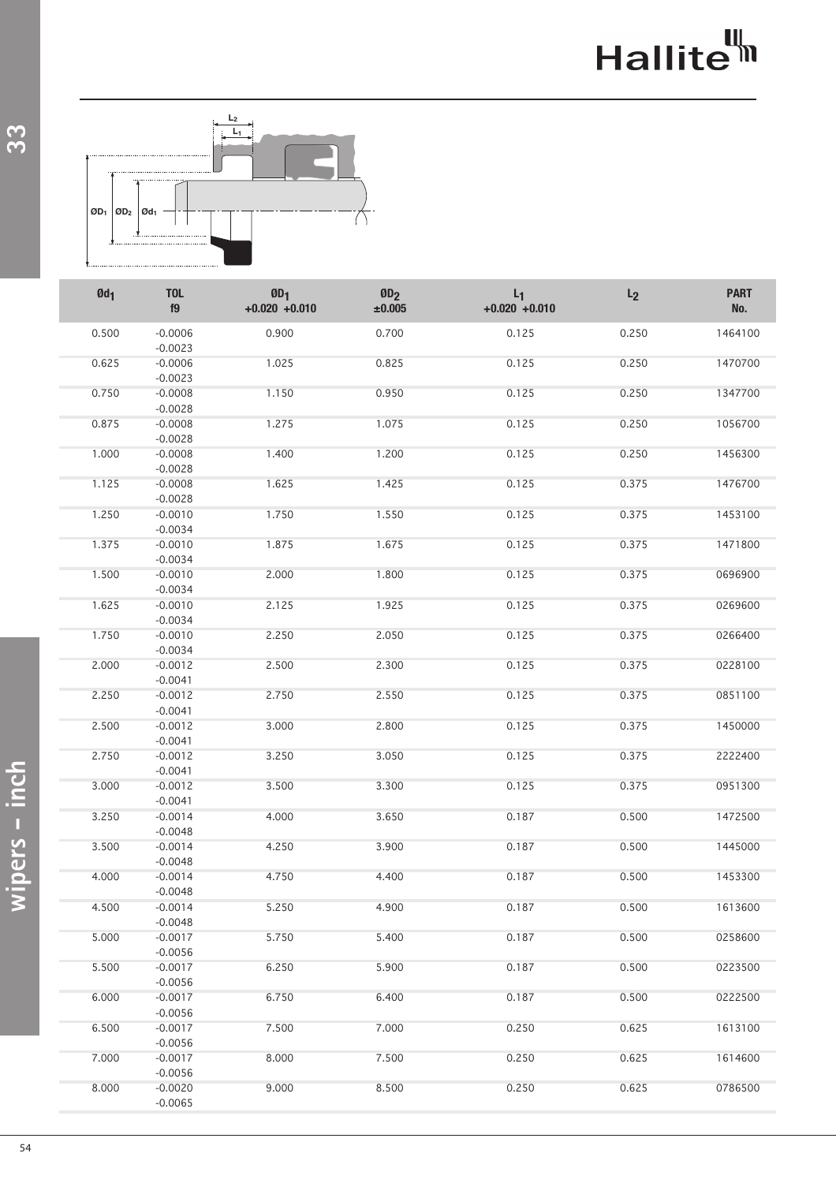L2

L1

ØD1 ØD2 Ød1

| $Ød_1$ | TOL f9 | $ØD_1$ +0.020 +0.010 | $ØD_2$ ±0.005 | $L_1$ +0.020 +0.010 | $L_2$ | PART No. |
|---|---|---|---|---|---|---|
| 0.500 | -0.0006 -0.0023 | 0.900 | 0.700 | 0.125 | 0.250 | 1464100 |
| 0.625 | -0.0006 -0.0023 | 1.025 | 0.825 | 0.125 | 0.250 | 1470700 |
| 0.750 | -0.0008 -0.0028 | 1.150 | 0.950 | 0.125 | 0.250 | 1347700 |
| 0.875 | -0.0008 -0.0028 | 1.275 | 1.075 | 0.125 | 0.250 | 1056700 |
| 1.000 | -0.0008 -0.0028 | 1.400 | 1.200 | 0.125 | 0.250 | 1456300 |
| 1.125 | -0.0008 -0.0028 | 1.625 | 1.425 | 0.125 | 0.375 | 1476700 |
| 1.250 | -0.0010 -0.0034 | 1.750 | 1.550 | 0.125 | 0.375 | 1453100 |
| 1.375 | -0.0010 -0.0034 | 1.875 | 1.675 | 0.125 | 0.375 | 1471800 |
| 1.500 | -0.0010 -0.0034 | 2.000 | 1.800 | 0.125 | 0.375 | 0696900 |
| 1.625 | -0.0010 -0.0034 | 2.125 | 1.925 | 0.125 | 0.375 | 0269600 |
| 1.750 | -0.0010 -0.0034 | 2.250 | 2.050 | 0.125 | 0.375 | 0266400 |
| 2.000 | -0.0012 -0.0041 | 2.500 | 2.300 | 0.125 | 0.375 | 0228100 |
| 2.250 | -0.0012 -0.0041 | 2.750 | 2.550 | 0.125 | 0.375 | 0851100 |
| 2.500 | -0.0012 -0.0041 | 3.000 | 2.800 | 0.125 | 0.375 | 1450000 |
| 2.750 | -0.0012 -0.0041 | 3.250 | 3.050 | 0.125 | 0.375 | 2222400 |
| 3.000 | -0.0012 -0.0041 | 3.500 | 3.300 | 0.125 | 0.375 | 0951300 |
| 3.250 | -0.0014 -0.0048 | 4.000 | 3.650 | 0.187 | 0.500 | 1472500 |
| 3.500 | -0.0014 -0.0048 | 4.250 | 3.900 | 0.187 | 0.500 | 1445000 |
| 4.000 | -0.0014 -0.0048 | 4.750 | 4.400 | 0.187 | 0.500 | 1453300 |
| 4.500 | -0.0014 -0.0048 | 5.250 | 4.900 | 0.187 | 0.500 | 1613600 |
| 5.000 | -0.0017 -0.0056 | 5.750 | 5.400 | 0.187 | 0.500 | 0258600 |
| 5.500 | -0.0017 -0.0056 | 6.250 | 5.900 | 0.187 | 0.500 | 0223500 |
| 6.000 | -0.0017 -0.0056 | 6.750 | 6.400 | 0.187 | 0.500 | 0222500 |
| 6.500 | -0.0017 -0.0056 | 7.500 | 7.000 | 0.250 | 0.625 | 1613100 |
| 7.000 | -0.0017 -0.0056 | 8.000 | 7.500 | 0.250 | 0.625 | 1614600 |
| 8.000 | -0.0020 -0.0065 | 9.000 | 8.500 | 0.250 | 0.625 | 0786500 |